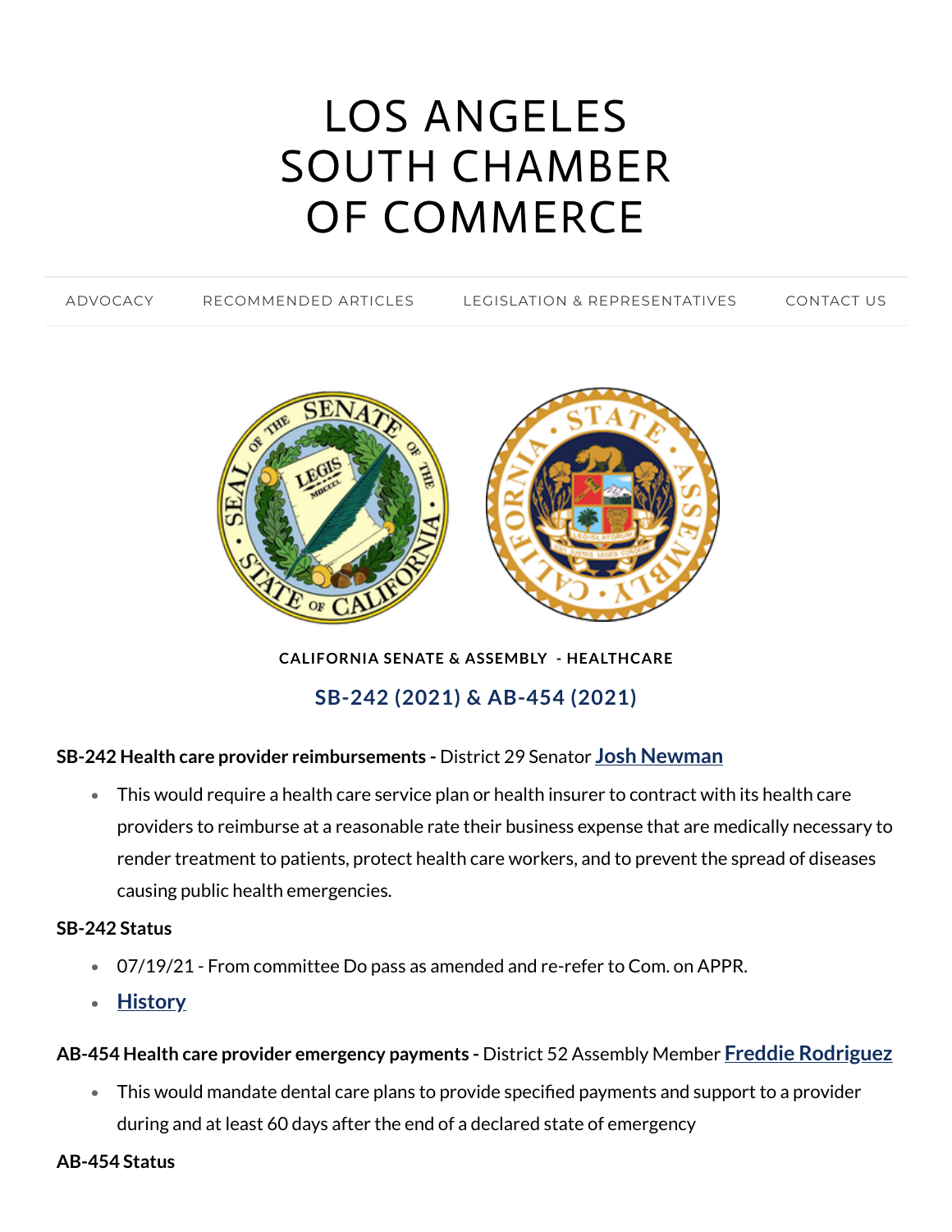# LOS ANGELES SOUTH CHAMBER OF COMMERCE

ADVOCACY | RECOMMENDED ARTICLES | LEGISLATION & REPRESENTATIVES | CONTACT US

**CALIFORNIA SENATE & ASSEMBLY - HEALTHCARE**

## SB-242 (2021) & AB-454 (2021)

**SB-242 Health care provider reimbursements -** District 29 Senator **Josh Newman**

- This would require a health care service plan or health insurer to contract with its health care providers to reimburse at a reasonable rate their business expense that are medically necessary to render treatment to patients, protect health care workers, and to prevent the spread of diseases causing public health emergencies.

**SB-242 Status**

- 07/19/21 - From committee Do pass as amended and re-refer to Com. on APPR.
- **History**

**AB-454 Health care provider emergency payments -** District 52 Assembly Member **Freddie Rodriguez**

- This would mandate dental care plans to provide specified payments and support to a provider during and at least 60 days after the end of a declared state of emergency

**AB-454 Status**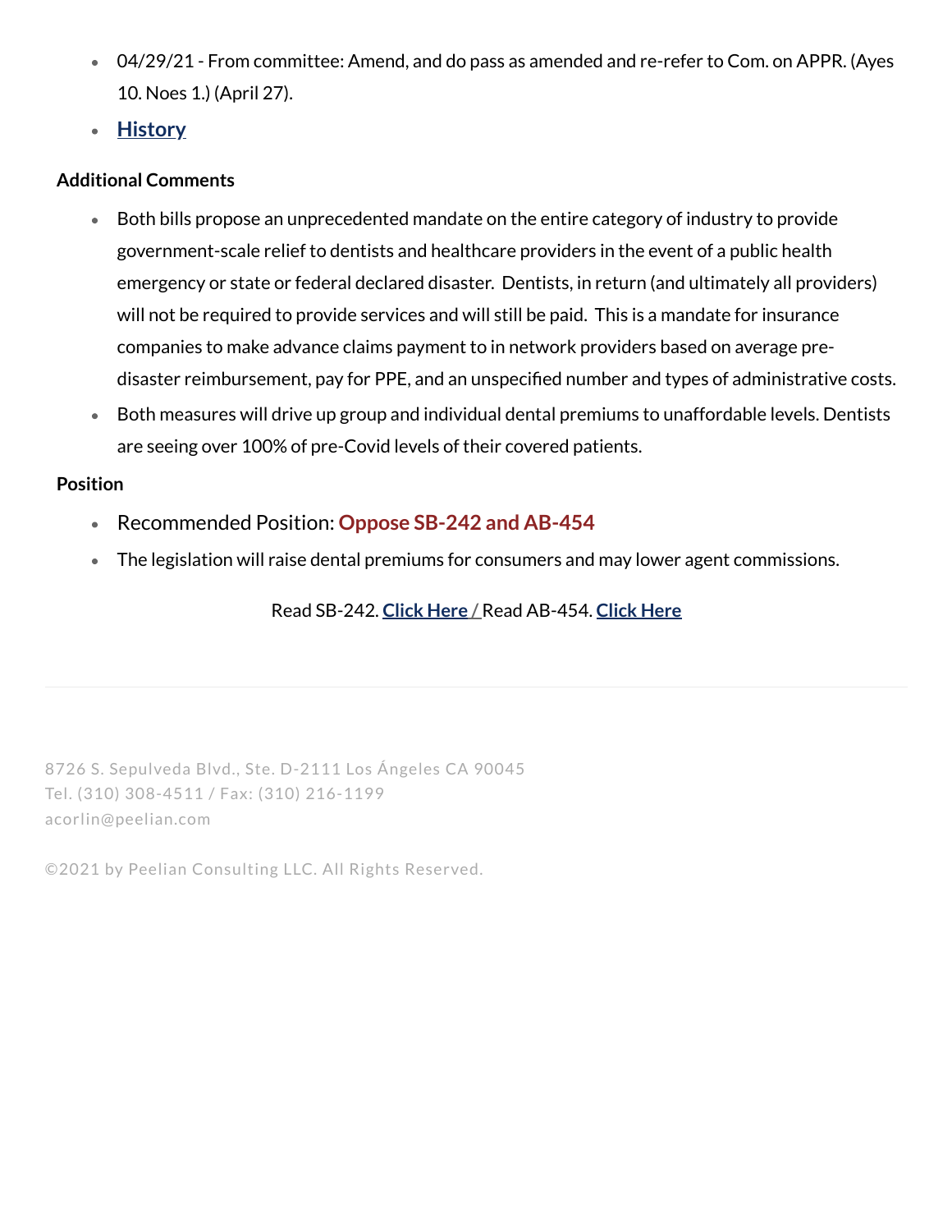- 04/29/21 - From committee: Amend, and do pass as amended and re-refer to Com. on APPR. (Ayes 10. Noes 1.) (April 27).
- **History**

**Additional Comments**

- Both bills propose an unprecedented mandate on the entire category of industry to provide government-scale relief to dentists and healthcare providers in the event of a public health emergency or state or federal declared disaster. Dentists, in return (and ultimately all providers) will not be required to provide services and will still be paid. This is a mandate for insurance companies to make advance claims payment to in network providers based on average pre-disaster reimbursement, pay for PPE, and an unspecified number and types of administrative costs.
- Both measures will drive up group and individual dental premiums to unaffordable levels. Dentists are seeing over 100% of pre-Covid levels of their covered patients.

**Position**

- Recommended Position: **Oppose SB-242 and AB-454**
- The legislation will raise dental premiums for consumers and may lower agent commissions.

Read SB-242. **Click Here** / Read AB-454. **Click Here**

---

8726 S. Sepulveda Blvd., Ste. D-2111 Los Ángeles CA 90045
Tel. (310) 308-4511 / Fax: (310) 216-1199
acorlin@peelian.com

©2021 by Peelian Consulting LLC. All Rights Reserved.